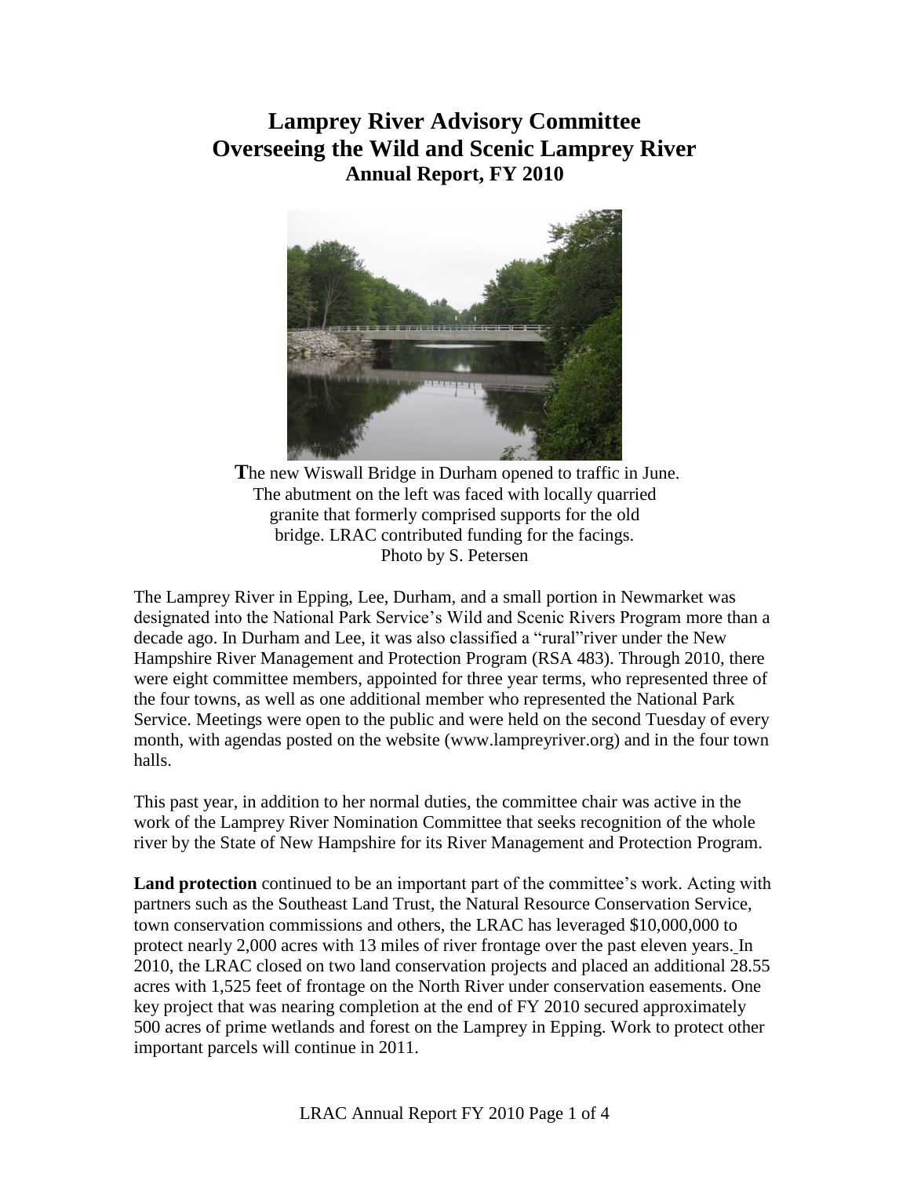# Lamprey River Advisory Committee
# Overseeing the Wild and Scenic Lamprey River
## Annual Report, FY 2010

**T**he new Wiswall Bridge in Durham opened to traffic in June.
The abutment on the left was faced with locally quarried granite that formerly comprised supports for the old bridge. LRAC contributed funding for the facings.
Photo by S. Petersen

The Lamprey River in Epping, Lee, Durham, and a small portion in Newmarket was designated into the National Park Service's Wild and Scenic Rivers Program more than a decade ago. In Durham and Lee, it was also classified a "rural"river under the New Hampshire River Management and Protection Program (RSA 483). Through 2010, there were eight committee members, appointed for three year terms, who represented three of the four towns, as well as one additional member who represented the National Park Service. Meetings were open to the public and were held on the second Tuesday of every month, with agendas posted on the website (www.lampreyriver.org) and in the four town halls.

This past year, in addition to her normal duties, the committee chair was active in the work of the Lamprey River Nomination Committee that seeks recognition of the whole river by the State of New Hampshire for its River Management and Protection Program.

**Land protection** continued to be an important part of the committee's work. Acting with partners such as the Southeast Land Trust, the Natural Resource Conservation Service, town conservation commissions and others, the LRAC has leveraged $10,000,000 to protect nearly 2,000 acres with 13 miles of river frontage over the past eleven years. In 2010, the LRAC closed on two land conservation projects and placed an additional 28.55 acres with 1,525 feet of frontage on the North River under conservation easements. One key project that was nearing completion at the end of FY 2010 secured approximately 500 acres of prime wetlands and forest on the Lamprey in Epping. Work to protect other important parcels will continue in 2011.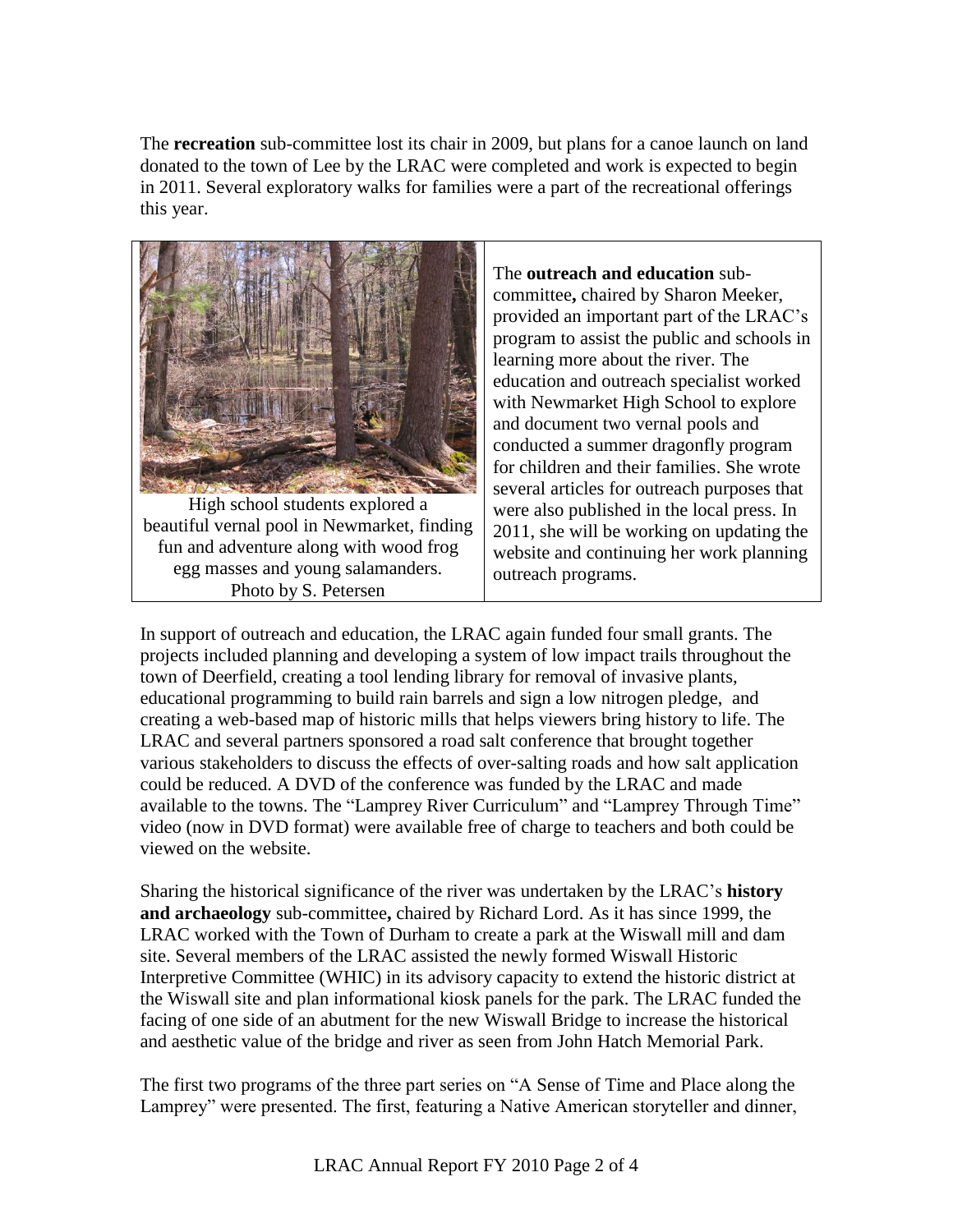The **recreation** sub-committee lost its chair in 2009, but plans for a canoe launch on land donated to the town of Lee by the LRAC were completed and work is expected to begin in 2011. Several exploratory walks for families were a part of the recreational offerings this year.

High school students explored a beautiful vernal pool in Newmarket, finding fun and adventure along with wood frog egg masses and young salamanders. Photo by S. Petersen

The **outreach and education** sub-committee**,** chaired by Sharon Meeker, provided an important part of the LRAC's program to assist the public and schools in learning more about the river. The education and outreach specialist worked with Newmarket High School to explore and document two vernal pools and conducted a summer dragonfly program for children and their families. She wrote several articles for outreach purposes that were also published in the local press. In 2011, she will be working on updating the website and continuing her work planning outreach programs.

In support of outreach and education, the LRAC again funded four small grants. The projects included planning and developing a system of low impact trails throughout the town of Deerfield, creating a tool lending library for removal of invasive plants, educational programming to build rain barrels and sign a low nitrogen pledge, and creating a web-based map of historic mills that helps viewers bring history to life. The LRAC and several partners sponsored a road salt conference that brought together various stakeholders to discuss the effects of over-salting roads and how salt application could be reduced. A DVD of the conference was funded by the LRAC and made available to the towns. The "Lamprey River Curriculum" and "Lamprey Through Time" video (now in DVD format) were available free of charge to teachers and both could be viewed on the website.

Sharing the historical significance of the river was undertaken by the LRAC's **history and archaeology** sub-committee**,** chaired by Richard Lord. As it has since 1999, the LRAC worked with the Town of Durham to create a park at the Wiswall mill and dam site. Several members of the LRAC assisted the newly formed Wiswall Historic Interpretive Committee (WHIC) in its advisory capacity to extend the historic district at the Wiswall site and plan informational kiosk panels for the park. The LRAC funded the facing of one side of an abutment for the new Wiswall Bridge to increase the historical and aesthetic value of the bridge and river as seen from John Hatch Memorial Park.

The first two programs of the three part series on "A Sense of Time and Place along the Lamprey" were presented. The first, featuring a Native American storyteller and dinner,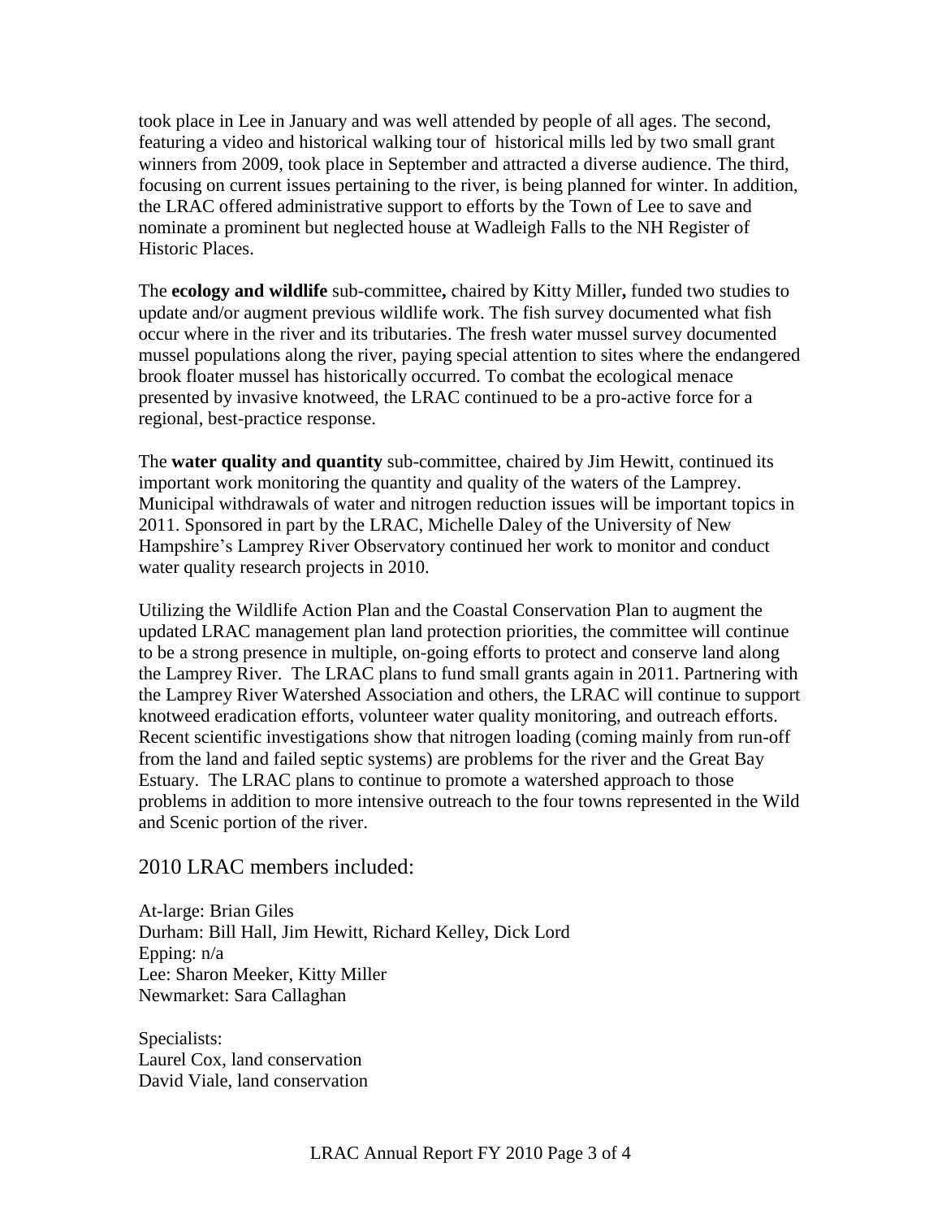took place in Lee in January and was well attended by people of all ages. The second, featuring a video and historical walking tour of historical mills led by two small grant winners from 2009, took place in September and attracted a diverse audience. The third, focusing on current issues pertaining to the river, is being planned for winter. In addition, the LRAC offered administrative support to efforts by the Town of Lee to save and nominate a prominent but neglected house at Wadleigh Falls to the NH Register of Historic Places.

The **ecology and wildlife** sub-committee**,** chaired by Kitty Miller**,** funded two studies to update and/or augment previous wildlife work. The fish survey documented what fish occur where in the river and its tributaries. The fresh water mussel survey documented mussel populations along the river, paying special attention to sites where the endangered brook floater mussel has historically occurred. To combat the ecological menace presented by invasive knotweed, the LRAC continued to be a pro-active force for a regional, best-practice response.

The **water quality and quantity** sub-committee, chaired by Jim Hewitt, continued its important work monitoring the quantity and quality of the waters of the Lamprey. Municipal withdrawals of water and nitrogen reduction issues will be important topics in 2011. Sponsored in part by the LRAC, Michelle Daley of the University of New Hampshire's Lamprey River Observatory continued her work to monitor and conduct water quality research projects in 2010.

Utilizing the Wildlife Action Plan and the Coastal Conservation Plan to augment the updated LRAC management plan land protection priorities, the committee will continue to be a strong presence in multiple, on-going efforts to protect and conserve land along the Lamprey River. The LRAC plans to fund small grants again in 2011. Partnering with the Lamprey River Watershed Association and others, the LRAC will continue to support knotweed eradication efforts, volunteer water quality monitoring, and outreach efforts. Recent scientific investigations show that nitrogen loading (coming mainly from run-off from the land and failed septic systems) are problems for the river and the Great Bay Estuary. The LRAC plans to continue to promote a watershed approach to those problems in addition to more intensive outreach to the four towns represented in the Wild and Scenic portion of the river.

## 2010 LRAC members included:

At-large: Brian Giles
Durham: Bill Hall, Jim Hewitt, Richard Kelley, Dick Lord
Epping: n/a
Lee: Sharon Meeker, Kitty Miller
Newmarket: Sara Callaghan

Specialists:
Laurel Cox, land conservation
David Viale, land conservation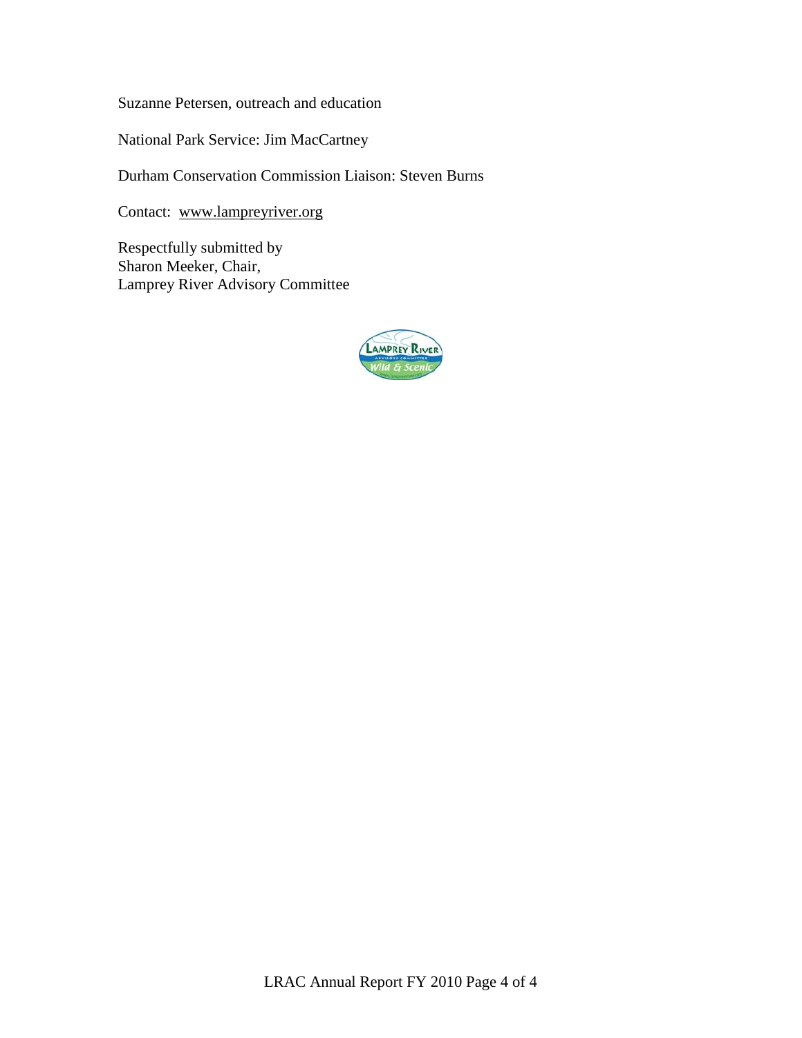Suzanne Petersen, outreach and education

National Park Service: Jim MacCartney

Durham Conservation Commission Liaison: Steven Burns

Contact: www.lampreyriver.org

Respectfully submitted by
Sharon Meeker, Chair,
Lamprey River Advisory Committee